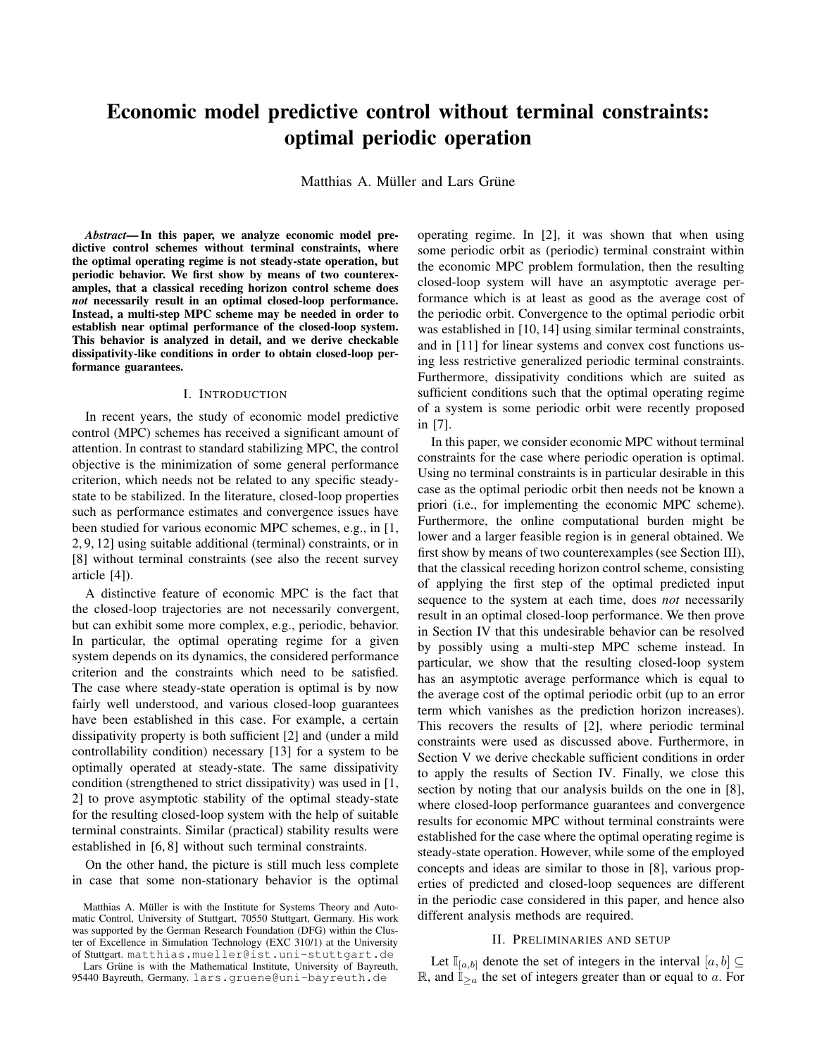# Economic model predictive control without terminal constraints: optimal periodic operation

Matthias A. Müller and Lars Grüne

***Abstract*— In this paper, we analyze economic model predictive control schemes without terminal constraints, where the optimal operating regime is not steady-state operation, but periodic behavior. We first show by means of two counterexamples, that a classical receding horizon control scheme does *not* necessarily result in an optimal closed-loop performance. Instead, a multi-step MPC scheme may be needed in order to establish near optimal performance of the closed-loop system. This behavior is analyzed in detail, and we derive checkable dissipativity-like conditions in order to obtain closed-loop performance guarantees.**

## I. Introduction

In recent years, the study of economic model predictive control (MPC) schemes has received a significant amount of attention. In contrast to standard stabilizing MPC, the control objective is the minimization of some general performance criterion, which needs not be related to any specific steady-state to be stabilized. In the literature, closed-loop properties such as performance estimates and convergence issues have been studied for various economic MPC schemes, e.g., in [1, 2, 9, 12] using suitable additional (terminal) constraints, or in [8] without terminal constraints (see also the recent survey article [4]).

A distinctive feature of economic MPC is the fact that the closed-loop trajectories are not necessarily convergent, but can exhibit some more complex, e.g., periodic, behavior. In particular, the optimal operating regime for a given system depends on its dynamics, the considered performance criterion and the constraints which need to be satisfied. The case where steady-state operation is optimal is by now fairly well understood, and various closed-loop guarantees have been established in this case. For example, a certain dissipativity property is both sufficient [2] and (under a mild controllability condition) necessary [13] for a system to be optimally operated at steady-state. The same dissipativity condition (strengthened to strict dissipativity) was used in [1, 2] to prove asymptotic stability of the optimal steady-state for the resulting closed-loop system with the help of suitable terminal constraints. Similar (practical) stability results were established in [6, 8] without such terminal constraints.

On the other hand, the picture is still much less complete in case that some non-stationary behavior is the optimal operating regime. In [2], it was shown that when using some periodic orbit as (periodic) terminal constraint within the economic MPC problem formulation, then the resulting closed-loop system will have an asymptotic average performance which is at least as good as the average cost of the periodic orbit. Convergence to the optimal periodic orbit was established in [10, 14] using similar terminal constraints, and in [11] for linear systems and convex cost functions using less restrictive generalized periodic terminal constraints. Furthermore, dissipativity conditions which are suited as sufficient conditions such that the optimal operating regime of a system is some periodic orbit were recently proposed in [7].

In this paper, we consider economic MPC without terminal constraints for the case where periodic operation is optimal. Using no terminal constraints is in particular desirable in this case as the optimal periodic orbit then needs not be known a priori (i.e., for implementing the economic MPC scheme). Furthermore, the online computational burden might be lower and a larger feasible region is in general obtained. We first show by means of two counterexamples (see Section III), that the classical receding horizon control scheme, consisting of applying the first step of the optimal predicted input sequence to the system at each time, does *not* necessarily result in an optimal closed-loop performance. We then prove in Section IV that this undesirable behavior can be resolved by possibly using a multi-step MPC scheme instead. In particular, we show that the resulting closed-loop system has an asymptotic average performance which is equal to the average cost of the optimal periodic orbit (up to an error term which vanishes as the prediction horizon increases). This recovers the results of [2], where periodic terminal constraints were used as discussed above. Furthermore, in Section V we derive checkable sufficient conditions in order to apply the results of Section IV. Finally, we close this section by noting that our analysis builds on the one in [8], where closed-loop performance guarantees and convergence results for economic MPC without terminal constraints were established for the case where the optimal operating regime is steady-state operation. However, while some of the employed concepts and ideas are similar to those in [8], various properties of predicted and closed-loop sequences are different in the periodic case considered in this paper, and hence also different analysis methods are required.

Matthias A. Müller is with the Institute for Systems Theory and Automatic Control, University of Stuttgart, 70550 Stuttgart, Germany. His work was supported by the German Research Foundation (DFG) within the Cluster of Excellence in Simulation Technology (EXC 310/1) at the University of Stuttgart. matthias.mueller@ist.uni-stuttgart.de

Lars Grüne is with the Mathematical Institute, University of Bayreuth, 95440 Bayreuth, Germany. lars.gruene@uni-bayreuth.de

## II. Preliminaries and setup

Let $\mathbb{I}_{[a,b]}$ denote the set of integers in the interval $[a, b] \subseteq \mathbb{R}$, and $\mathbb{I}_{\geq a}$ the set of integers greater than or equal to $a$. For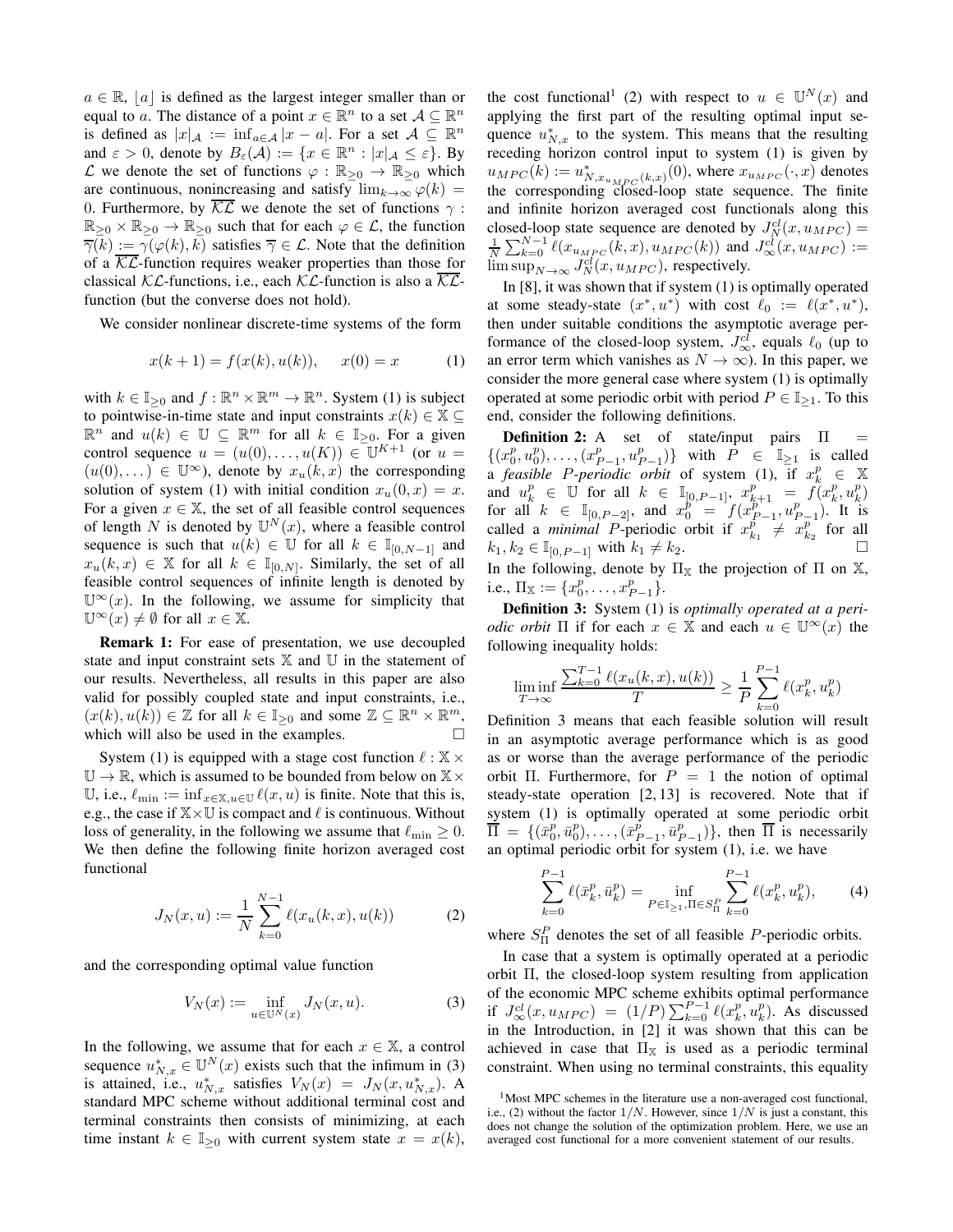$a \in \mathbb{R}$, $\lfloor a \rfloor$ is defined as the largest integer smaller than or equal to $a$. The distance of a point $x \in \mathbb{R}^n$ to a set $\mathcal{A} \subseteq \mathbb{R}^n$ is defined as $|x|_{\mathcal{A}} := \inf_{a \in \mathcal{A}} |x - a|$. For a set $\mathcal{A} \subseteq \mathbb{R}^n$ and $\varepsilon > 0$, denote by $B_\varepsilon(\mathcal{A}) := \{x \in \mathbb{R}^n : |x|_{\mathcal{A}} \leq \varepsilon\}$. By $\mathcal{L}$ we denote the set of functions $\varphi : \mathbb{R}_{\geq 0} \to \mathbb{R}_{\geq 0}$ which are continuous, nonincreasing and satisfy $\lim_{k\to\infty} \varphi(k) = 0$. Furthermore, by $\overline{\mathcal{KL}}$ we denote the set of functions $\gamma : \mathbb{R}_{\geq 0} \times \mathbb{R}_{\geq 0} \to \mathbb{R}_{\geq 0}$ such that for each $\varphi \in \mathcal{L}$, the function $\overline{\gamma}(k) := \gamma(\varphi(k), k)$ satisfies $\overline{\gamma} \in \mathcal{L}$. Note that the definition of a $\overline{\mathcal{KL}}$-function requires weaker properties than those for classical $\mathcal{KL}$-functions, i.e., each $\mathcal{KL}$-function is also a $\overline{\mathcal{KL}}$-function (but the converse does not hold).

We consider nonlinear discrete-time systems of the form

$$x(k+1) = f(x(k), u(k)), \quad x(0) = x \tag{1}$$

with $k \in \mathbb{I}_{\geq 0}$ and $f : \mathbb{R}^n \times \mathbb{R}^m \to \mathbb{R}^n$. System (1) is subject to pointwise-in-time state and input constraints $x(k) \in \mathbb{X} \subseteq \mathbb{R}^n$ and $u(k) \in \mathbb{U} \subseteq \mathbb{R}^m$ for all $k \in \mathbb{I}_{\geq 0}$. For a given control sequence $u = (u(0), \dots, u(K)) \in \mathbb{U}^{K+1}$ (or $u = (u(0), \dots) \in \mathbb{U}^\infty$), denote by $x_u(k, x)$ the corresponding solution of system (1) with initial condition $x_u(0, x) = x$. For a given $x \in \mathbb{X}$, the set of all feasible control sequences of length $N$ is denoted by $\mathbb{U}^N(x)$, where a feasible control sequence is such that $u(k) \in \mathbb{U}$ for all $k \in \mathbb{I}_{[0,N-1]}$ and $x_u(k, x) \in \mathbb{X}$ for all $k \in \mathbb{I}_{[0,N]}$. Similarly, the set of all feasible control sequences of infinite length is denoted by $\mathbb{U}^\infty(x)$. In the following, we assume for simplicity that $\mathbb{U}^\infty(x) \neq \emptyset$ for all $x \in \mathbb{X}$.

**Remark 1:** For ease of presentation, we use decoupled state and input constraint sets $\mathbb{X}$ and $\mathbb{U}$ in the statement of our results. Nevertheless, all results in this paper are also valid for possibly coupled state and input constraints, i.e., $(x(k), u(k)) \in \mathbb{Z}$ for all $k \in \mathbb{I}_{\geq 0}$ and some $\mathbb{Z} \subseteq \mathbb{R}^n \times \mathbb{R}^m$, which will also be used in the examples. □

System (1) is equipped with a stage cost function $\ell : \mathbb{X} \times \mathbb{U} \to \mathbb{R}$, which is assumed to be bounded from below on $\mathbb{X} \times \mathbb{U}$, i.e., $\ell_{\min} := \inf_{x \in \mathbb{X}, u \in \mathbb{U}} \ell(x, u)$ is finite. Note that this is, e.g., the case if $\mathbb{X} \times \mathbb{U}$ is compact and $\ell$ is continuous. Without loss of generality, in the following we assume that $\ell_{\min} \geq 0$. We then define the following finite horizon averaged cost functional

$$J_N(x, u) := \frac{1}{N} \sum_{k=0}^{N-1} \ell(x_u(k, x), u(k)) \tag{2}$$

and the corresponding optimal value function

$$V_N(x) := \inf_{u \in \mathbb{U}^N(x)} J_N(x, u). \tag{3}$$

In the following, we assume that for each $x \in \mathbb{X}$, a control sequence $u^*_{N,x} \in \mathbb{U}^N(x)$ exists such that the infimum in (3) is attained, i.e., $u^*_{N,x}$ satisfies $V_N(x) = J_N(x, u^*_{N,x})$. A standard MPC scheme without additional terminal cost and terminal constraints then consists of minimizing, at each time instant $k \in \mathbb{I}_{\geq 0}$ with current system state $x = x(k)$, the cost functional[1] (2) with respect to $u \in \mathbb{U}^N(x)$ and applying the first part of the resulting optimal input sequence $u^*_{N,x}$ to the system. This means that the resulting receding horizon control input to system (1) is given by $u_{MPC}(k) := u^*_{N, x_{u_{MPC}}(k,x)}(0)$, where $x_{u_{MPC}}(\cdot, x)$ denotes the corresponding closed-loop state sequence. The finite and infinite horizon averaged cost functionals along this closed-loop state sequence are denoted by $J^{cl}_N(x, u_{MPC}) = \frac{1}{N} \sum_{k=0}^{N-1} \ell(x_{u_{MPC}}(k, x), u_{MPC}(k))$ and $J^{cl}_\infty(x, u_{MPC}) := \limsup_{N\to\infty} J^{cl}_N(x, u_{MPC})$, respectively.

In [8], it was shown that if system (1) is optimally operated at some steady-state $(x^*, u^*)$ with cost $\ell_0 := \ell(x^*, u^*)$, then under suitable conditions the asymptotic average performance of the closed-loop system, $J^{cl}_\infty$, equals $\ell_0$ (up to an error term which vanishes as $N \to \infty$). In this paper, we consider the more general case where system (1) is optimally operated at some periodic orbit with period $P \in \mathbb{I}_{\geq 1}$. To this end, consider the following definitions.

**Definition 2:** A set of state/input pairs $\Pi = \{(x^p_0, u^p_0), \dots, (x^p_{P-1}, u^p_{P-1})\}$ with $P \in \mathbb{I}_{\geq 1}$ is called a *feasible P-periodic orbit* of system (1), if $x^p_k \in \mathbb{X}$ and $u^p_k \in \mathbb{U}$ for all $k \in \mathbb{I}_{[0,P-1]}$, $x^p_{k+1} = f(x^p_k, u^p_k)$ for all $k \in \mathbb{I}_{[0,P-2]}$, and $x^p_0 = f(x^p_{P-1}, u^p_{P-1})$. It is called a *minimal P*-periodic orbit if $x^p_{k_1} \neq x^p_{k_2}$ for all $k_1, k_2 \in \mathbb{I}_{[0,P-1]}$ with $k_1 \neq k_2$. □

In the following, denote by $\Pi_{\mathbb{X}}$ the projection of $\Pi$ on $\mathbb{X}$, i.e., $\Pi_{\mathbb{X}} := \{x^p_0, \dots, x^p_{P-1}\}$.

**Definition 3:** System (1) is *optimally operated at a periodic orbit* $\Pi$ if for each $x \in \mathbb{X}$ and each $u \in \mathbb{U}^\infty(x)$ the following inequality holds:

$$\liminf_{T\to\infty} \frac{\sum_{k=0}^{T-1} \ell(x_u(k, x), u(k))}{T} \geq \frac{1}{P} \sum_{k=0}^{P-1} \ell(x^p_k, u^p_k)$$

Definition 3 means that each feasible solution will result in an asymptotic average performance which is as good as or worse than the average performance of the periodic orbit $\Pi$. Furthermore, for $P = 1$ the notion of optimal steady-state operation [2, 13] is recovered. Note that if system (1) is optimally operated at some periodic orbit $\overline{\Pi} = \{(\bar{x}^p_0, \bar{u}^p_0), \dots, (\bar{x}^p_{P-1}, \bar{u}^p_{P-1})\}$, then $\overline{\Pi}$ is necessarily an optimal periodic orbit for system (1), i.e. we have

$$\sum_{k=0}^{P-1} \ell(\bar{x}^p_k, \bar{u}^p_k) = \inf_{P \in \mathbb{I}_{\geq 1}, \Pi \in S^P_\Pi} \sum_{k=0}^{P-1} \ell(x^p_k, u^p_k), \tag{4}$$

where $S^P_\Pi$ denotes the set of all feasible $P$-periodic orbits.

In case that a system is optimally operated at a periodic orbit $\Pi$, the closed-loop system resulting from application of the economic MPC scheme exhibits optimal performance if $J^{cl}_\infty(x, u_{MPC}) = (1/P) \sum_{k=0}^{P-1} \ell(x^p_k, u^p_k)$. As discussed in the Introduction, in [2] it was shown that this can be achieved in case that $\Pi_{\mathbb{X}}$ is used as a periodic terminal constraint. When using no terminal constraints, this equality

[1] Most MPC schemes in the literature use a non-averaged cost functional, i.e., (2) without the factor $1/N$. However, since $1/N$ is just a constant, this does not change the solution of the optimization problem. Here, we use an averaged cost functional for a more convenient statement of our results.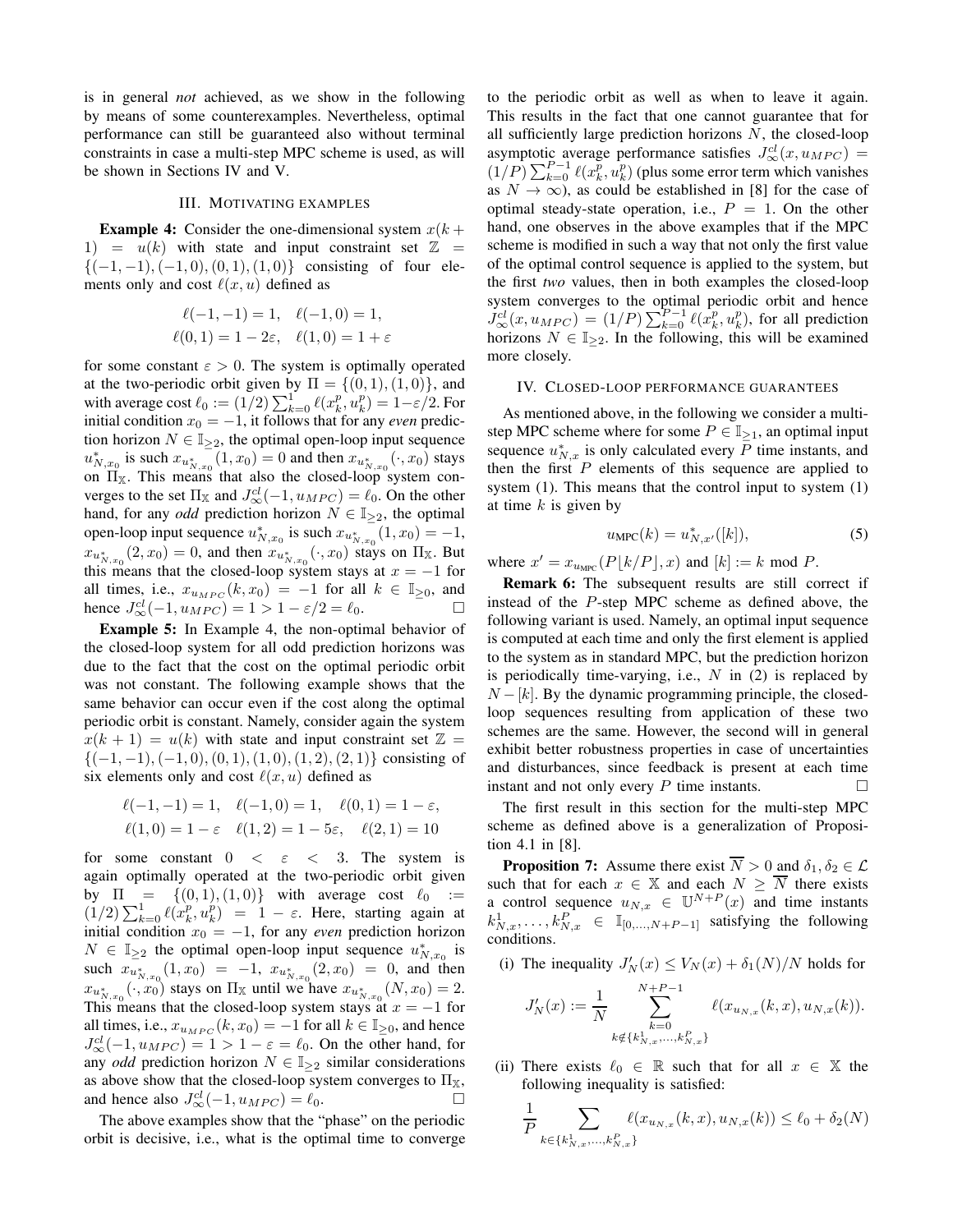is in general *not* achieved, as we show in the following by means of some counterexamples. Nevertheless, optimal performance can still be guaranteed also without terminal constraints in case a multi-step MPC scheme is used, as will be shown in Sections IV and V.

## III. Motivating examples

**Example 4:** Consider the one-dimensional system $x(k+1) = u(k)$ with state and input constraint set $\mathbb{Z} = \{(-1,-1),(-1,0),(0,1),(1,0)\}$ consisting of four elements only and cost $\ell(x,u)$ defined as

$$\ell(-1,-1) = 1, \quad \ell(-1,0) = 1,$$
$$\ell(0,1) = 1-2\varepsilon, \quad \ell(1,0) = 1+\varepsilon$$

for some constant $\varepsilon > 0$. The system is optimally operated at the two-periodic orbit given by $\Pi = \{(0,1),(1,0)\}$, and with average cost $\ell_0 := (1/2)\sum_{k=0}^{1} \ell(x_k^p, u_k^p) = 1-\varepsilon/2$. For initial condition $x_0 = -1$, it follows that for any *even* prediction horizon $N \in \mathbb{I}_{\geq 2}$, the optimal open-loop input sequence $u_{N,x_0}^*$ is such $x_{u_{N,x_0}^*}(1,x_0) = 0$ and then $x_{u_{N,x_0}^*}(\cdot,x_0)$ stays on $\Pi_{\mathbb{X}}$. This means that also the closed-loop system converges to the set $\Pi_{\mathbb{X}}$ and $J_\infty^{cl}(-1,u_{MPC}) = \ell_0$. On the other hand, for any *odd* prediction horizon $N \in \mathbb{I}_{\geq 2}$, the optimal open-loop input sequence $u_{N,x_0}^*$ is such $x_{u_{N,x_0}^*}(1,x_0) = -1$, $x_{u_{N,x_0}^*}(2,x_0) = 0$, and then $x_{u_{N,x_0}^*}(\cdot,x_0)$ stays on $\Pi_{\mathbb{X}}$. But this means that the closed-loop system stays at $x = -1$ for all times, i.e., $x_{u_{MPC}}(k,x_0) = -1$ for all $k \in \mathbb{I}_{\geq 0}$, and hence $J_\infty^{cl}(-1,u_{MPC}) = 1 > 1-\varepsilon/2 = \ell_0$. □

**Example 5:** In Example 4, the non-optimal behavior of the closed-loop system for all odd prediction horizons was due to the fact that the cost on the optimal periodic orbit was not constant. The following example shows that the same behavior can occur even if the cost along the optimal periodic orbit is constant. Namely, consider again the system $x(k+1) = u(k)$ with state and input constraint set $\mathbb{Z} = \{(-1,-1),(-1,0),(0,1),(1,0),(1,2),(2,1)\}$ consisting of six elements only and cost $\ell(x,u)$ defined as

$$\ell(-1,-1) = 1, \quad \ell(-1,0) = 1, \quad \ell(0,1) = 1-\varepsilon,$$
$$\ell(1,0) = 1-\varepsilon \quad \ell(1,2) = 1-5\varepsilon, \quad \ell(2,1) = 10$$

for some constant $0 < \varepsilon < 3$. The system is again optimally operated at the two-periodic orbit given by $\Pi = \{(0,1),(1,0)\}$ with average cost $\ell_0 := (1/2)\sum_{k=0}^{1} \ell(x_k^p, u_k^p) = 1-\varepsilon$. Here, starting again at initial condition $x_0 = -1$, for any *even* prediction horizon $N \in \mathbb{I}_{\geq 2}$ the optimal open-loop input sequence $u_{N,x_0}^*$ is such $x_{u_{N,x_0}^*}(1,x_0) = -1$, $x_{u_{N,x_0}^*}(2,x_0) = 0$, and then $x_{u_{N,x_0}^*}(\cdot,x_0)$ stays on $\Pi_{\mathbb{X}}$ until we have $x_{u_{N,x_0}^*}(N,x_0) = 2$. This means that the closed-loop system stays at $x = -1$ for all times, i.e., $x_{u_{MPC}}(k,x_0) = -1$ for all $k \in \mathbb{I}_{\geq 0}$, and hence $J_\infty^{cl}(-1,u_{MPC}) = 1 > 1-\varepsilon = \ell_0$. On the other hand, for any *odd* prediction horizon $N \in \mathbb{I}_{\geq 2}$ similar considerations as above show that the closed-loop system converges to $\Pi_{\mathbb{X}}$, and hence also $J_\infty^{cl}(-1,u_{MPC}) = \ell_0$. □

The above examples show that the "phase" on the periodic orbit is decisive, i.e., what is the optimal time to converge to the periodic orbit as well as when to leave it again. This results in the fact that one cannot guarantee that for all sufficiently large prediction horizons $N$, the closed-loop asymptotic average performance satisfies $J_\infty^{cl}(x,u_{MPC}) = (1/P)\sum_{k=0}^{P-1} \ell(x_k^p, u_k^p)$ (plus some error term which vanishes as $N \to \infty$), as could be established in [8] for the case of optimal steady-state operation, i.e., $P = 1$. On the other hand, one observes in the above examples that if the MPC scheme is modified in such a way that not only the first value of the optimal control sequence is applied to the system, but the first *two* values, then in both examples the closed-loop system converges to the optimal periodic orbit and hence $J_\infty^{cl}(x,u_{MPC}) = (1/P)\sum_{k=0}^{P-1} \ell(x_k^p, u_k^p)$, for all prediction horizons $N \in \mathbb{I}_{\geq 2}$. In the following, this will be examined more closely.

## IV. Closed-loop performance guarantees

As mentioned above, in the following we consider a multi-step MPC scheme where for some $P \in \mathbb{I}_{\geq 1}$, an optimal input sequence $u_{N,x}^*$ is only calculated every $P$ time instants, and then the first $P$ elements of this sequence are applied to system (1). This means that the control input to system (1) at time $k$ is given by

$$u_{\text{MPC}}(k) = u_{N,x'}^*([k]), \tag{5}$$

where $x' = x_{u_{\text{MPC}}}(P\lfloor k/P \rfloor, x)$ and $[k] := k \bmod P$.

**Remark 6:** The subsequent results are still correct if instead of the $P$-step MPC scheme as defined above, the following variant is used. Namely, an optimal input sequence is computed at each time and only the first element is applied to the system as in standard MPC, but the prediction horizon is periodically time-varying, i.e., $N$ in (2) is replaced by $N - [k]$. By the dynamic programming principle, the closed-loop sequences resulting from application of these two schemes are the same. However, the second will in general exhibit better robustness properties in case of uncertainties and disturbances, since feedback is present at each time instant and not only every $P$ time instants. □

The first result in this section for the multi-step MPC scheme as defined above is a generalization of Proposition 4.1 in [8].

**Proposition 7:** Assume there exist $\overline{N} > 0$ and $\delta_1, \delta_2 \in \mathcal{L}$ such that for each $x \in \mathbb{X}$ and each $N \geq \overline{N}$ there exists a control sequence $u_{N,x} \in \mathbb{U}^{N+P}(x)$ and time instants $k_{N,x}^1, \ldots, k_{N,x}^P \in \mathbb{I}_{[0,\ldots,N+P-1]}$ satisfying the following conditions.

(i) The inequality $J_N'(x) \leq V_N(x) + \delta_1(N)/N$ holds for

$$J_N'(x) := \frac{1}{N} \sum_{\substack{k=0 \\ k \notin \{k_{N,x}^1,\ldots,k_{N,x}^P\}}}^{N+P-1} \ell(x_{u_{N,x}}(k,x), u_{N,x}(k)).$$

(ii) There exists $\ell_0 \in \mathbb{R}$ such that for all $x \in \mathbb{X}$ the following inequality is satisfied:

$$\frac{1}{P} \sum_{k \in \{k_{N,x}^1,\ldots,k_{N,x}^P\}} \ell(x_{u_{N,x}}(k,x), u_{N,x}(k)) \leq \ell_0 + \delta_2(N)$$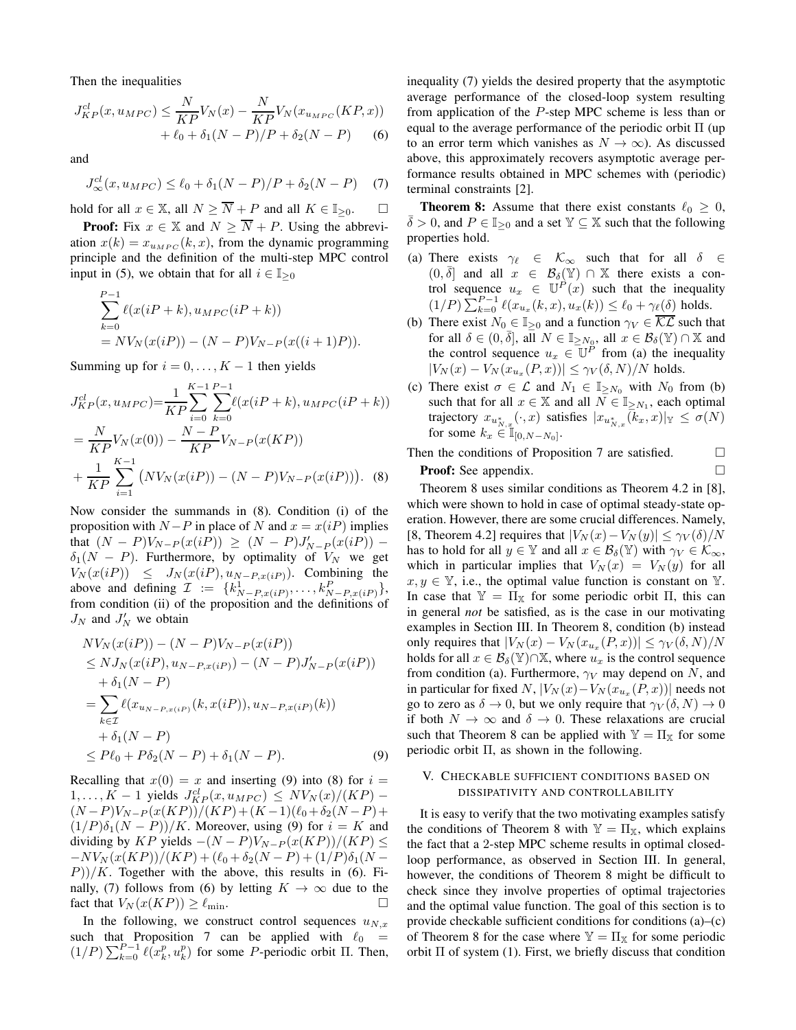Then the inequalities

$$J^{cl}_{KP}(x, u_{MPC}) \leq \frac{N}{KP} V_N(x) - \frac{N}{KP} V_N(x_{u_{MPC}}(KP, x)) + \ell_0 + \delta_1(N-P)/P + \delta_2(N-P) \quad (6)$$

and

$$J^{cl}_{\infty}(x, u_{MPC}) \leq \ell_0 + \delta_1(N-P)/P + \delta_2(N-P) \quad (7)$$

hold for all $x \in \mathbb{X}$, all $N \geq \overline{N} + P$ and all $K \in \mathbb{I}_{\geq 0}$. $\square$

**Proof:** Fix $x \in \mathbb{X}$ and $N \geq \overline{N} + P$. Using the abbreviation $x(k) = x_{u_{MPC}}(k, x)$, from the dynamic programming principle and the definition of the multi-step MPC control input in (5), we obtain that for all $i \in \mathbb{I}_{\geq 0}$

$$\sum_{k=0}^{P-1} \ell(x(iP+k), u_{MPC}(iP+k)) = NV_N(x(iP)) - (N-P)V_{N-P}(x((i+1)P)).$$

Summing up for $i = 0, \ldots, K-1$ then yields

$$\begin{aligned} J^{cl}_{KP}(x, u_{MPC}) &= \frac{1}{KP} \sum_{i=0}^{K-1} \sum_{k=0}^{P-1} \ell(x(iP+k), u_{MPC}(iP+k)) \\ &= \frac{N}{KP} V_N(x(0)) - \frac{N-P}{KP} V_{N-P}(x(KP)) \\ &+ \frac{1}{KP} \sum_{i=1}^{K-1} \big( NV_N(x(iP)) - (N-P)V_{N-P}(x(iP)) \big). \quad (8) \end{aligned}$$

Now consider the summands in (8). Condition (i) of the proposition with $N-P$ in place of $N$ and $x = x(iP)$ implies that $(N-P)V_{N-P}(x(iP)) \geq (N-P)J'_{N-P}(x(iP)) - \delta_1(N-P)$. Furthermore, by optimality of $V_N$ we get $V_N(x(iP)) \leq J_N(x(iP), u_{N-P, x(iP)})$. Combining the above and defining $\mathcal{I} := \{k^1_{N-P, x(iP)}, \ldots, k^P_{N-P, x(iP)}\}$, from condition (ii) of the proposition and the definitions of $J_N$ and $J'_N$ we obtain

$$\begin{aligned} &NV_N(x(iP)) - (N-P)V_{N-P}(x(iP)) \\ &\leq NJ_N(x(iP), u_{N-P, x(iP)}) - (N-P)J'_{N-P}(x(iP)) \\ &\quad + \delta_1(N-P) \\ &= \sum_{k \in \mathcal{I}} \ell(x_{u_{N-P, x(iP)}}(k, x(iP)), u_{N-P, x(iP)}(k)) \\ &\quad + \delta_1(N-P) \\ &\leq P\ell_0 + P\delta_2(N-P) + \delta_1(N-P). \quad (9) \end{aligned}$$

Recalling that $x(0) = x$ and inserting (9) into (8) for $i = 1, \ldots, K-1$ yields $J^{cl}_{KP}(x, u_{MPC}) \leq NV_N(x)/(KP) - (N-P)V_{N-P}(x(KP))/(KP) + (K-1)(\ell_0 + \delta_2(N-P) + (1/P)\delta_1(N-P))/K$. Moreover, using (9) for $i = K$ and dividing by $KP$ yields $-(N-P)V_{N-P}(x(KP))/(KP) \leq -NV_N(x(KP))/(KP) + (\ell_0 + \delta_2(N-P) + (1/P)\delta_1(N-P))/K$. Together with the above, this results in (6). Finally, (7) follows from (6) by letting $K \to \infty$ due to the fact that $V_N(x(KP)) \geq \ell_{\min}$. $\square$

In the following, we construct control sequences $u_{N,x}$ such that Proposition 7 can be applied with $\ell_0 = (1/P)\sum_{k=0}^{P-1} \ell(x^p_k, u^p_k)$ for some $P$-periodic orbit $\Pi$. Then, inequality (7) yields the desired property that the asymptotic average performance of the closed-loop system resulting from application of the $P$-step MPC scheme is less than or equal to the average performance of the periodic orbit $\Pi$ (up to an error term which vanishes as $N \to \infty$). As discussed above, this approximately recovers asymptotic average performance results obtained in MPC schemes with (periodic) terminal constraints [2].

**Theorem 8:** Assume that there exist constants $\ell_0 \geq 0$, $\bar{\delta} > 0$, and $P \in \mathbb{I}_{\geq 0}$ and a set $\mathbb{Y} \subseteq \mathbb{X}$ such that the following properties hold.

(a) There exists $\gamma_\ell \in \mathcal{K}_\infty$ such that for all $\delta \in (0, \bar{\delta}]$ and all $x \in \mathcal{B}_\delta(\mathbb{Y}) \cap \mathbb{X}$ there exists a control sequence $u_x \in \mathbb{U}^P(x)$ such that the inequality $(1/P)\sum_{k=0}^{P-1} \ell(x_{u_x}(k, x), u_x(k)) \leq \ell_0 + \gamma_\ell(\delta)$ holds.

(b) There exist $N_0 \in \mathbb{I}_{\geq 0}$ and a function $\gamma_V \in \overline{\mathcal{KL}}$ such that for all $\delta \in (0, \bar{\delta}]$, all $N \in \mathbb{I}_{\geq N_0}$, all $x \in \mathcal{B}_\delta(\mathbb{Y}) \cap \mathbb{X}$ and the control sequence $u_x \in \mathbb{U}^P$ from (a) the inequality $|V_N(x) - V_N(x_{u_x}(P, x))| \leq \gamma_V(\delta, N)/N$ holds.

(c) There exist $\sigma \in \mathcal{L}$ and $N_1 \in \mathbb{I}_{\geq N_0}$ with $N_0$ from (b) such that for all $x \in \mathbb{X}$ and all $N \in \mathbb{I}_{\geq N_1}$, each optimal trajectory $x_{u^*_{N,x}}(\cdot, x)$ satisfies $|x_{u^*_{N,x}}(k_x, x)|_{\mathbb{Y}} \leq \sigma(N)$ for some $k_x \in \mathbb{I}_{[0, N-N_0]}$.

Then the conditions of Proposition 7 are satisfied. $\square$

**Proof:** See appendix. $\square$

Theorem 8 uses similar conditions as Theorem 4.2 in [8], which were shown to hold in case of optimal steady-state operation. However, there are some crucial differences. Namely, [8, Theorem 4.2] requires that $|V_N(x) - V_N(y)| \leq \gamma_V(\delta)/N$ has to hold for all $y \in \mathbb{Y}$ and all $x \in \mathcal{B}_\delta(\mathbb{Y})$ with $\gamma_V \in \mathcal{K}_\infty$, which in particular implies that $V_N(x) = V_N(y)$ for all $x, y \in \mathbb{Y}$, i.e., the optimal value function is constant on $\mathbb{Y}$. In case that $\mathbb{Y} = \Pi_{\mathbb{X}}$ for some periodic orbit $\Pi$, this can in general *not* be satisfied, as is the case in our motivating examples in Section III. In Theorem 8, condition (b) instead only requires that $|V_N(x) - V_N(x_{u_x}(P, x))| \leq \gamma_V(\delta, N)/N$ holds for all $x \in \mathcal{B}_\delta(\mathbb{Y}) \cap \mathbb{X}$, where $u_x$ is the control sequence from condition (a). Furthermore, $\gamma_V$ may depend on $N$, and in particular for fixed $N$, $|V_N(x) - V_N(x_{u_x}(P, x))|$ needs not go to zero as $\delta \to 0$, but we only require that $\gamma_V(\delta, N) \to 0$ if both $N \to \infty$ and $\delta \to 0$. These relaxations are crucial such that Theorem 8 can be applied with $\mathbb{Y} = \Pi_{\mathbb{X}}$ for some periodic orbit $\Pi$, as shown in the following.

## V. Checkable sufficient conditions based on dissipativity and controllability

It is easy to verify that the two motivating examples satisfy the conditions of Theorem 8 with $\mathbb{Y} = \Pi_{\mathbb{X}}$, which explains the fact that a 2-step MPC scheme results in optimal closed-loop performance, as observed in Section III. In general, however, the conditions of Theorem 8 might be difficult to check since they involve properties of optimal trajectories and the optimal value function. The goal of this section is to provide checkable sufficient conditions for conditions (a)–(c) of Theorem 8 for the case where $\mathbb{Y} = \Pi_{\mathbb{X}}$ for some periodic orbit $\Pi$ of system (1). First, we briefly discuss that condition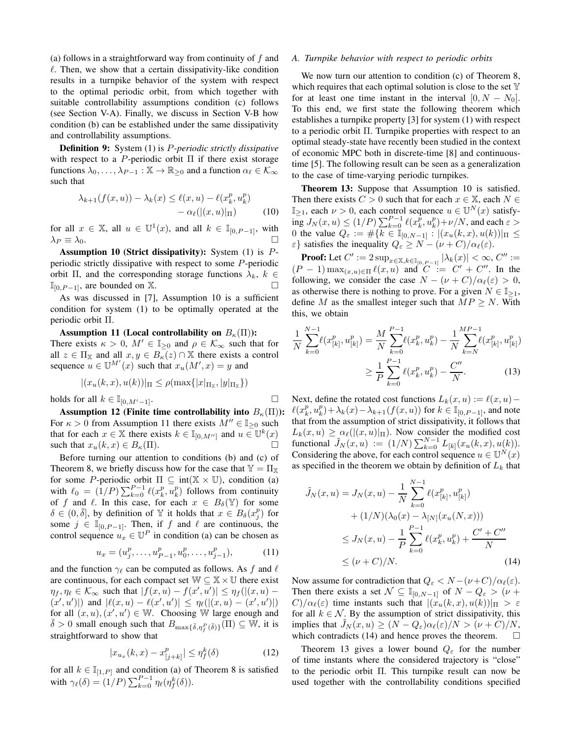(a) follows in a straightforward way from continuity of $f$ and $\ell$. Then, we show that a certain dissipativity-like condition results in a turnpike behavior of the system with respect to the optimal periodic orbit, from which together with suitable controllability assumptions condition (c) follows (see Section V-A). Finally, we discuss in Section V-B how condition (b) can be established under the same dissipativity and controllability assumptions.

**Definition 9:** System (1) is *$P$-periodic strictly dissipative* with respect to a $P$-periodic orbit $\Pi$ if there exist storage functions $\lambda_0, \ldots, \lambda_{P-1} : \mathbb{X} \to \mathbb{R}_{\geq 0}$ and a function $\alpha_\ell \in \mathcal{K}_\infty$ such that

$$\lambda_{k+1}(f(x,u)) - \lambda_k(x) \leq \ell(x,u) - \ell(x_k^p, u_k^p) - \alpha_\ell(|(x,u)|_\Pi) \tag{10}$$

for all $x \in \mathbb{X}$, all $u \in \mathbb{U}^1(x)$, and all $k \in \mathbb{I}_{[0,P-1]}$, with $\lambda_P \equiv \lambda_0$. $\square$

**Assumption 10 (Strict dissipativity):** System (1) is $P$-periodic strictly dissipative with respect to some $P$-periodic orbit $\Pi$, and the corresponding storage functions $\lambda_k$, $k \in \mathbb{I}_{[0,P-1]}$, are bounded on $\mathbb{X}$. $\square$

As was discussed in [7], Assumption 10 is a sufficient condition for system (1) to be optimally operated at the periodic orbit $\Pi$.

**Assumption 11 (Local controllability on $B_\kappa(\Pi)$):** There exists $\kappa > 0$, $M' \in \mathbb{I}_{\geq 0}$ and $\rho \in \mathcal{K}_\infty$ such that for all $z \in \Pi_\mathbb{X}$ and all $x, y \in B_\kappa(z) \cap \mathbb{X}$ there exists a control sequence $u \in \mathbb{U}^{M'}(x)$ such that $x_u(M', x) = y$ and

$$|(x_u(k,x), u(k))|_\Pi \leq \rho(\max\{|x|_{\Pi_\mathbb{X}}, |y|_{\Pi_\mathbb{X}}\})$$

holds for all $k \in \mathbb{I}_{[0,M'-1]}$. $\square$

**Assumption 12 (Finite time controllability into $B_\kappa(\Pi)$):** For $\kappa > 0$ from Assumption 11 there exists $M'' \in \mathbb{I}_{\geq 0}$ such that for each $x \in \mathbb{X}$ there exists $k \in \mathbb{I}_{[0,M'']}$ and $u \in \mathbb{U}^k(x)$ such that $x_u(k,x) \in B_\kappa(\Pi)$. $\square$

Before turning our attention to conditions (b) and (c) of Theorem 8, we briefly discuss how for the case that $\mathbb{Y} = \Pi_\mathbb{X}$ for some $P$-periodic orbit $\Pi \subseteq \text{int}(\mathbb{X} \times \mathbb{U})$, condition (a) with $\ell_0 = (1/P)\sum_{k=0}^{P-1} \ell(x_k^p, u_k^p)$ follows from continuity of $f$ and $\ell$. In this case, for each $x \in B_\delta(\mathbb{Y})$ for some $\delta \in (0, \bar{\delta}]$, by definition of $\mathbb{Y}$ it holds that $x \in B_\delta(x_j^p)$ for some $j \in \mathbb{I}_{[0,P-1]}$. Then, if $f$ and $\ell$ are continuous, the control sequence $u_x \in \mathbb{U}^P$ in condition (a) can be chosen as

$$u_x = (u_j^p, \ldots, u_{P-1}^p, u_0^p, \ldots, u_{j-1}^p), \tag{11}$$

and the function $\gamma_\ell$ can be computed as follows. As $f$ and $\ell$ are continuous, for each compact set $\mathbb{W} \subseteq \mathbb{X} \times \mathbb{U}$ there exist $\eta_f, \eta_\ell \in \mathcal{K}_\infty$ such that $|f(x,u) - f(x',u')| \leq \eta_f(|(x,u) - (x',u')|)$ and $|\ell(x,u) - \ell(x',u')| \leq \eta_\ell(|(x,u) - (x',u')|)$ for all $(x,u), (x',u') \in \mathbb{W}$. Choosing $\mathbb{W}$ large enough and $\bar{\delta} > 0$ small enough such that $B_{\max\{\bar{\delta}, \eta_f^P(\bar{\delta})\}}(\Pi) \subseteq \mathbb{W}$, it is straightforward to show that

$$|x_{u_x}(k,x) - x_{[j+k]}^p| \leq \eta_f^k(\delta) \tag{12}$$

for all $k \in \mathbb{I}_{[1,P]}$ and condition (a) of Theorem 8 is satisfied with $\gamma_\ell(\delta) = (1/P)\sum_{k=0}^{P-1} \eta_\ell(\eta_f^k(\delta))$.

### *A. Turnpike behavior with respect to periodic orbits*

We now turn our attention to condition (c) of Theorem 8, which requires that each optimal solution is close to the set $\mathbb{Y}$ for at least one time instant in the interval $[0, N - N_0]$. To this end, we first state the following theorem which establishes a turnpike property [3] for system (1) with respect to a periodic orbit $\Pi$. Turnpike properties with respect to an optimal steady-state have recently been studied in the context of economic MPC both in discrete-time [8] and continuous-time [5]. The following result can be seen as a generalization to the case of time-varying periodic turnpikes.

**Theorem 13:** Suppose that Assumption 10 is satisfied. Then there exists $C > 0$ such that for each $x \in \mathbb{X}$, each $N \in \mathbb{I}_{\geq 1}$, each $\nu > 0$, each control sequence $u \in \mathbb{U}^N(x)$ satisfying $J_N(x,u) \leq (1/P)\sum_{k=0}^{P-1} \ell(x_k^p, u_k^p) + \nu/N$, and each $\varepsilon > 0$ the value $Q_\varepsilon := \#\{k \in \mathbb{I}_{[0,N-1]} : |(x_u(k,x), u(k))|_\Pi \leq \varepsilon\}$ satisfies the inequality $Q_\varepsilon \geq N - (\nu + C)/\alpha_\ell(\varepsilon)$.

**Proof:** Let $C' := 2\sup_{x \in \mathbb{X}, k \in \mathbb{I}_{[0,P-1]}} |\lambda_k(x)| < \infty$, $C'' := (P-1)\max_{(x,u) \in \Pi} \ell(x,u)$ and $C := C' + C''$. In the following, we consider the case $N - (\nu + C)/\alpha_\ell(\varepsilon) > 0$, as otherwise there is nothing to prove. For a given $N \in \mathbb{I}_{\geq 1}$, define $M$ as the smallest integer such that $MP \geq N$. With this, we obtain

$$\begin{aligned}
\frac{1}{N}\sum_{k=0}^{N-1} \ell(x_{[k]}^p, u_{[k]}^p) &= \frac{M}{N}\sum_{k=0}^{P-1} \ell(x_k^p, u_k^p) - \frac{1}{N}\sum_{k=N}^{MP-1} \ell(x_{[k]}^p, u_{[k]}^p) \\
&\geq \frac{1}{P}\sum_{k=0}^{P-1} \ell(x_k^p, u_k^p) - \frac{C''}{N}.
\end{aligned} \tag{13}$$

Next, define the rotated cost functions $L_k(x,u) := \ell(x,u) - \ell(x_k^p, u_k^p) + \lambda_k(x) - \lambda_{k+1}(f(x,u))$ for $k \in \mathbb{I}_{[0,P-1]}$, and note that from the assumption of strict dissipativity, it follows that $L_k(x,u) \geq \alpha_\ell(|(x,u)|_\Pi)$. Now consider the modified cost functional $\tilde{J}_N(x,u) := (1/N)\sum_{k=0}^{N-1} L_{[k]}(x_u(k,x), u(k))$. Considering the above, for each control sequence $u \in \mathbb{U}^N(x)$ as specified in the theorem we obtain by definition of $L_k$ that

$$\begin{aligned}
\tilde{J}_N(x,u) &= J_N(x,u) - \frac{1}{N}\sum_{k=0}^{N-1} \ell(x_{[k]}^p, u_{[k]}^p) \\
&\quad + (1/N)(\lambda_0(x) - \lambda_{[N]}(x_u(N,x))) \\
&\leq J_N(x,u) - \frac{1}{P}\sum_{k=0}^{P-1} \ell(x_k^p, u_k^p) + \frac{C' + C''}{N} \\
&\leq (\nu + C)/N.
\end{aligned} \tag{14}$$

Now assume for contradiction that $Q_\varepsilon < N - (\nu + C)/\alpha_\ell(\varepsilon)$. Then there exists a set $\mathcal{N} \subseteq \mathbb{I}_{[0,N-1]}$ of $N - Q_\varepsilon > (\nu + C)/\alpha_\ell(\varepsilon)$ time instants such that $|(x_u(k,x), u(k))|_\Pi > \varepsilon$ for all $k \in \mathcal{N}$. By the assumption of strict dissipativity, this implies that $\tilde{J}_N(x,u) \geq (N - Q_\varepsilon)\alpha_\ell(\varepsilon)/N > (\nu + C)/N$, which contradicts (14) and hence proves the theorem. $\square$

Theorem 13 gives a lower bound $Q_\varepsilon$ for the number of time instants where the considered trajectory is "close" to the periodic orbit $\Pi$. This turnpike result can now be used together with the controllability conditions specified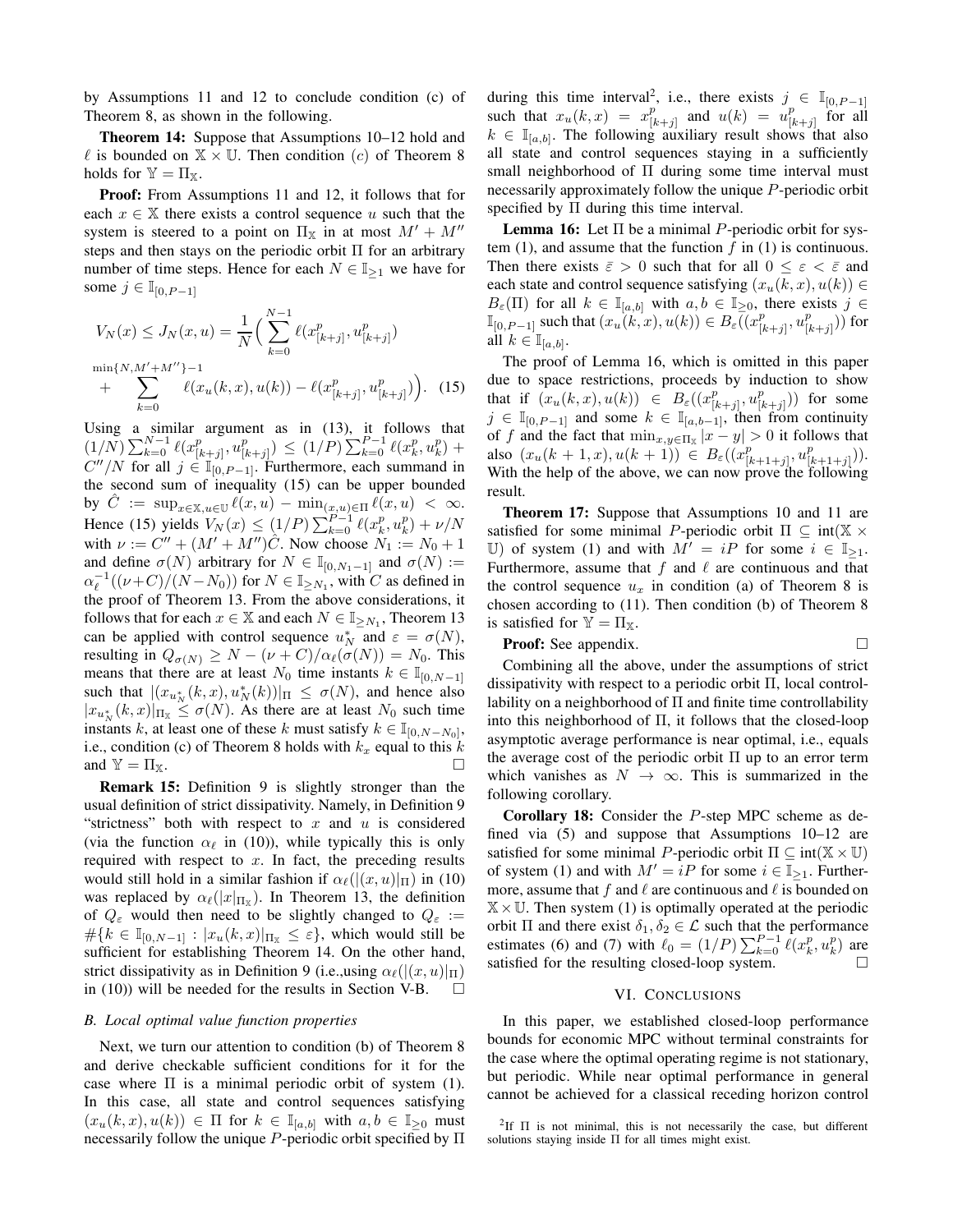by Assumptions 11 and 12 to conclude condition (c) of Theorem 8, as shown in the following.

**Theorem 14:** Suppose that Assumptions 10–12 hold and $\ell$ is bounded on $\mathbb{X} \times \mathbb{U}$. Then condition $(c)$ of Theorem 8 holds for $\mathbb{Y} = \Pi_{\mathbb{X}}$.

**Proof:** From Assumptions 11 and 12, it follows that for each $x \in \mathbb{X}$ there exists a control sequence $u$ such that the system is steered to a point on $\Pi_{\mathbb{X}}$ in at most $M' + M''$ steps and then stays on the periodic orbit $\Pi$ for an arbitrary number of time steps. Hence for each $N \in \mathbb{I}_{\geq 1}$ we have for some $j \in \mathbb{I}_{[0,P-1]}$

$$V_N(x) \leq J_N(x,u) = \frac{1}{N}\Big( \sum_{k=0}^{N-1} \ell(x^p_{[k+j]}, u^p_{[k+j]}) + \sum_{k=0}^{\min\{N, M'+M''\}-1} \ell(x_u(k,x), u(k)) - \ell(x^p_{[k+j]}, u^p_{[k+j]}) \Big). \quad (15)$$

Using a similar argument as in (13), it follows that $(1/N)\sum_{k=0}^{N-1} \ell(x^p_{[k+j]}, u^p_{[k+j]}) \leq (1/P)\sum_{k=0}^{P-1} \ell(x^p_k, u^p_k) + C''/N$ for all $j \in \mathbb{I}_{[0,P-1]}$. Furthermore, each summand in the second sum of inequality (15) can be upper bounded by $\hat{C} := \sup_{x\in\mathbb{X}, u\in\mathbb{U}} \ell(x,u) - \min_{(x,u)\in\Pi} \ell(x,u) < \infty$. Hence (15) yields $V_N(x) \leq (1/P)\sum_{k=0}^{P-1} \ell(x^p_k, u^p_k) + \nu/N$ with $\nu := C'' + (M' + M'')\hat{C}$. Now choose $N_1 := N_0 + 1$ and define $\sigma(N)$ arbitrary for $N \in \mathbb{I}_{[0,N_1-1]}$ and $\sigma(N) := \alpha_\ell^{-1}((\nu+C)/(N-N_0))$ for $N \in \mathbb{I}_{\geq N_1}$, with $C$ as defined in the proof of Theorem 13. From the above considerations, it follows that for each $x \in \mathbb{X}$ and each $N \in \mathbb{I}_{\geq N_1}$, Theorem 13 can be applied with control sequence $u^*_N$ and $\varepsilon = \sigma(N)$, resulting in $Q_{\sigma(N)} \geq N - (\nu + C)/\alpha_\ell(\sigma(N)) = N_0$. This means that there are at least $N_0$ time instants $k \in \mathbb{I}_{[0,N-1]}$ such that $|(x_{u^*_N}(k,x), u^*_N(k))|_\Pi \leq \sigma(N)$, and hence also $|x_{u^*_N}(k,x)|_{\Pi_\mathbb{X}} \leq \sigma(N)$. As there are at least $N_0$ such time instants $k$, at least one of these $k$ must satisfy $k \in \mathbb{I}_{[0,N-N_0]}$, i.e., condition (c) of Theorem 8 holds with $k_x$ equal to this $k$ and $\mathbb{Y} = \Pi_\mathbb{X}$. □

**Remark 15:** Definition 9 is slightly stronger than the usual definition of strict dissipativity. Namely, in Definition 9 "strictness" both with respect to $x$ and $u$ is considered (via the function $\alpha_\ell$ in (10)), while typically this is only required with respect to $x$. In fact, the preceding results would still hold in a similar fashion if $\alpha_\ell(|(x,u)|_\Pi)$ in (10) was replaced by $\alpha_\ell(|x|_{\Pi_\mathbb{X}})$. In Theorem 13, the definition of $Q_\varepsilon$ would then need to be slightly changed to $Q_\varepsilon := \#\{k \in \mathbb{I}_{[0,N-1]} : |x_u(k,x)|_{\Pi_\mathbb{X}} \leq \varepsilon\}$, which would still be sufficient for establishing Theorem 14. On the other hand, strict dissipativity as in Definition 9 (i.e.,using $\alpha_\ell(|(x,u)|_\Pi)$ in (10)) will be needed for the results in Section V-B. □

### *B. Local optimal value function properties*

Next, we turn our attention to condition (b) of Theorem 8 and derive checkable sufficient conditions for it for the case where $\Pi$ is a minimal periodic orbit of system (1). In this case, all state and control sequences satisfying $(x_u(k,x), u(k)) \in \Pi$ for $k \in \mathbb{I}_{[a,b]}$ with $a, b \in \mathbb{I}_{\geq 0}$ must necessarily follow the unique $P$-periodic orbit specified by $\Pi$ during this time interval[2], i.e., there exists $j \in \mathbb{I}_{[0,P-1]}$ such that $x_u(k,x) = x^p_{[k+j]}$ and $u(k) = u^p_{[k+j]}$ for all $k \in \mathbb{I}_{[a,b]}$. The following auxiliary result shows that also all state and control sequences staying in a sufficiently small neighborhood of $\Pi$ during some time interval must necessarily approximately follow the unique $P$-periodic orbit specified by $\Pi$ during this time interval.

**Lemma 16:** Let $\Pi$ be a minimal $P$-periodic orbit for system (1), and assume that the function $f$ in (1) is continuous. Then there exists $\bar{\varepsilon} > 0$ such that for all $0 \leq \varepsilon < \bar{\varepsilon}$ and each state and control sequence satisfying $(x_u(k,x), u(k)) \in B_\varepsilon(\Pi)$ for all $k \in \mathbb{I}_{[a,b]}$ with $a, b \in \mathbb{I}_{\geq 0}$, there exists $j \in \mathbb{I}_{[0,P-1]}$ such that $(x_u(k,x), u(k)) \in B_\varepsilon((x^p_{[k+j]}, u^p_{[k+j]}))$ for all $k \in \mathbb{I}_{[a,b]}$.

The proof of Lemma 16, which is omitted in this paper due to space restrictions, proceeds by induction to show that if $(x_u(k,x), u(k)) \in B_\varepsilon((x^p_{[k+j]}, u^p_{[k+j]}))$ for some $j \in \mathbb{I}_{[0,P-1]}$ and some $k \in \mathbb{I}_{[a,b-1]}$, then from continuity of $f$ and the fact that $\min_{x,y\in\Pi_\mathbb{X}} |x - y| > 0$ it follows that also $(x_u(k+1,x), u(k+1)) \in B_\varepsilon((x^p_{[k+1+j]}, u^p_{[k+1+j]}))$. With the help of the above, we can now prove the following result.

**Theorem 17:** Suppose that Assumptions 10 and 11 are satisfied for some minimal $P$-periodic orbit $\Pi \subseteq \operatorname{int}(\mathbb{X} \times \mathbb{U})$ of system (1) and with $M' = iP$ for some $i \in \mathbb{I}_{\geq 1}$. Furthermore, assume that $f$ and $\ell$ are continuous and that the control sequence $u_x$ in condition (a) of Theorem 8 is chosen according to (11). Then condition (b) of Theorem 8 is satisfied for $\mathbb{Y} = \Pi_\mathbb{X}$.

**Proof:** See appendix. □

Combining all the above, under the assumptions of strict dissipativity with respect to a periodic orbit $\Pi$, local controllability on a neighborhood of $\Pi$ and finite time controllability into this neighborhood of $\Pi$, it follows that the closed-loop asymptotic average performance is near optimal, i.e., equals the average cost of the periodic orbit $\Pi$ up to an error term which vanishes as $N \to \infty$. This is summarized in the following corollary.

**Corollary 18:** Consider the $P$-step MPC scheme as defined via (5) and suppose that Assumptions 10–12 are satisfied for some minimal $P$-periodic orbit $\Pi \subseteq \operatorname{int}(\mathbb{X} \times \mathbb{U})$ of system (1) and with $M' = iP$ for some $i \in \mathbb{I}_{\geq 1}$. Furthermore, assume that $f$ and $\ell$ are continuous and $\ell$ is bounded on $\mathbb{X} \times \mathbb{U}$. Then system (1) is optimally operated at the periodic orbit $\Pi$ and there exist $\delta_1, \delta_2 \in \mathcal{L}$ such that the performance estimates (6) and (7) with $\ell_0 = (1/P)\sum_{k=0}^{P-1} \ell(x^p_k, u^p_k)$ are satisfied for the resulting closed-loop system. □

## VI. Conclusions

In this paper, we established closed-loop performance bounds for economic MPC without terminal constraints for the case where the optimal operating regime is not stationary, but periodic. While near optimal performance in general cannot be achieved for a classical receding horizon control

[2] If $\Pi$ is not minimal, this is not necessarily the case, but different solutions staying inside $\Pi$ for all times might exist.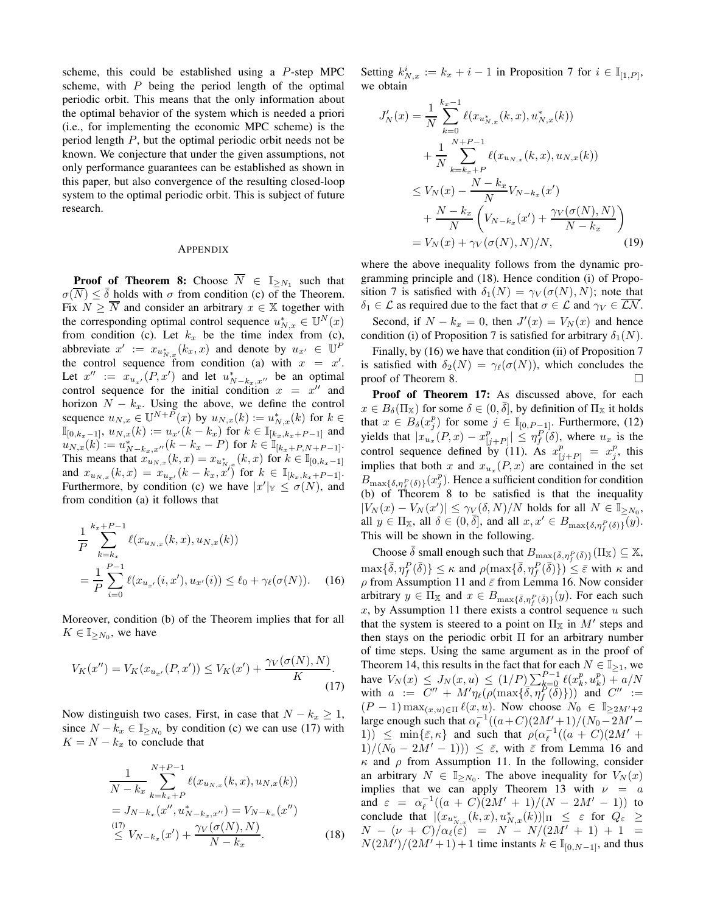scheme, this could be established using a $P$-step MPC scheme, with $P$ being the period length of the optimal periodic orbit. This means that the only information about the optimal behavior of the system which is needed a priori (i.e., for implementing the economic MPC scheme) is the period length $P$, but the optimal periodic orbit needs not be known. We conjecture that under the given assumptions, not only performance guarantees can be established as shown in this paper, but also convergence of the resulting closed-loop system to the optimal periodic orbit. This is subject of future research.

## APPENDIX

**Proof of Theorem 8:** Choose $\overline{N} \in \mathbb{I}_{\geq N_1}$ such that $\sigma(\overline{N}) \leq \bar{\delta}$ holds with $\sigma$ from condition (c) of the Theorem. Fix $N \geq \overline{N}$ and consider an arbitrary $x \in \mathbb{X}$ together with the corresponding optimal control sequence $u^*_{N,x} \in \mathbb{U}^N(x)$ from condition (c). Let $k_x$ be the time index from (c), abbreviate $x' := x_{u^*_{N,x}}(k_x, x)$ and denote by $u_{x'} \in \mathbb{U}^P$ the control sequence from condition (a) with $x = x'$. Let $x'' := x_{u_{x'}}(P, x')$ and let $u^*_{N-k_x,x''}$ be an optimal control sequence for the initial condition $x = x''$ and horizon $N - k_x$. Using the above, we define the control sequence $u_{N,x} \in \mathbb{U}^{N+P}(x)$ by $u_{N,x}(k) := u^*_{N,x}(k)$ for $k \in \mathbb{I}_{[0,k_x-1]}$, $u_{N,x}(k) := u_{x'}(k - k_x)$ for $k \in \mathbb{I}_{[k_x,k_x+P-1]}$ and $u_{N,x}(k) := u^*_{N-k_x,x''}(k - k_x - P)$ for $k \in \mathbb{I}_{[k_x+P,N+P-1]}$. This means that $x_{u_{N,x}}(k,x) = x_{u^*_{N,x}}(k,x)$ for $k \in \mathbb{I}_{[0,k_x-1]}$ and $x_{u_{N,x}}(k,x) = x_{u_{x'}}(k - k_x, x')$ for $k \in \mathbb{I}_{[k_x,k_x+P-1]}$. Furthermore, by condition (c) we have $|x'|_{\mathbb{Y}} \leq \sigma(N)$, and from condition (a) it follows that

$$
\begin{aligned}
&\frac{1}{P}\sum_{k=k_x}^{k_x+P-1} \ell(x_{u_{N,x}}(k,x), u_{N,x}(k)) \\
&= \frac{1}{P}\sum_{i=0}^{P-1} \ell(x_{u_{x'}}(i,x'), u_{x'}(i)) \leq \ell_0 + \gamma_\ell(\sigma(N)). \quad (16)
\end{aligned}
$$

Moreover, condition (b) of the Theorem implies that for all $K \in \mathbb{I}_{\geq N_0}$, we have

$$
V_K(x'') = V_K(x_{u_{x'}}(P,x')) \leq V_K(x') + \frac{\gamma_V(\sigma(N), N)}{K}. \quad (17)
$$

Now distinguish two cases. First, in case that $N - k_x \geq 1$, since $N - k_x \in \mathbb{I}_{\geq N_0}$ by condition (c) we can use (17) with $K = N - k_x$ to conclude that

$$
\begin{aligned}
&\frac{1}{N-k_x}\sum_{k=k_x+P}^{N+P-1} \ell(x_{u_{N,x}}(k,x), u_{N,x}(k)) \\
&= J_{N-k_x}(x'', u^*_{N-k_x,x''}) = V_{N-k_x}(x'') \\
&\overset{(17)}{\leq} V_{N-k_x}(x') + \frac{\gamma_V(\sigma(N), N)}{N-k_x}. \quad (18)
\end{aligned}
$$

Setting $k^i_{N,x} := k_x + i - 1$ in Proposition 7 for $i \in \mathbb{I}_{[1,P]}$, we obtain

$$
\begin{aligned}
J'_N(x) &= \frac{1}{N}\sum_{k=0}^{k_x-1} \ell(x_{u^*_{N,x}}(k,x), u^*_{N,x}(k)) \\
&\quad + \frac{1}{N}\sum_{k=k_x+P}^{N+P-1} \ell(x_{u_{N,x}}(k,x), u_{N,x}(k)) \\
&\leq V_N(x) - \frac{N-k_x}{N}V_{N-k_x}(x') \\
&\quad + \frac{N-k_x}{N}\left(V_{N-k_x}(x') + \frac{\gamma_V(\sigma(N),N)}{N-k_x}\right) \\
&= V_N(x) + \gamma_V(\sigma(N),N)/N, \quad (19)
\end{aligned}
$$

where the above inequality follows from the dynamic programming principle and (18). Hence condition (i) of Proposition 7 is satisfied with $\delta_1(N) = \gamma_V(\sigma(N), N)$; note that $\delta_1 \in \mathcal{L}$ as required due to the fact that $\sigma \in \mathcal{L}$ and $\gamma_V \in \mathcal{LN}$.

Second, if $N - k_x = 0$, then $J'(x) = V_N(x)$ and hence condition (i) of Proposition 7 is satisfied for arbitrary $\delta_1(N)$.

Finally, by (16) we have that condition (ii) of Proposition 7 is satisfied with $\delta_2(N) = \gamma_\ell(\sigma(N))$, which concludes the proof of Theorem 8. □

**Proof of Theorem 17:** As discussed above, for each $x \in B_\delta(\Pi_\mathbb{X})$ for some $\delta \in (0, \bar{\delta}]$, by definition of $\Pi_\mathbb{X}$ it holds that $x \in B_\delta(x^p_j)$ for some $j \in \mathbb{I}_{[0,P-1]}$. Furthermore, (12) yields that $|x_{u_x}(P,x) - x^p_{[j+P]}| \leq \eta^P_f(\delta)$, where $u_x$ is the control sequence defined by (11). As $x^p_{[j+P]} = x^p_j$, this implies that both $x$ and $x_{u_x}(P,x)$ are contained in the set $B_{\max\{\delta,\eta^P_f(\delta)\}}(x^p_j)$. Hence a sufficient condition for condition (b) of Theorem 8 to be satisfied is that the inequality $|V_N(x) - V_N(x')| \leq \gamma_V(\delta, N)/N$ holds for all $N \in \mathbb{I}_{\geq N_0}$, all $y \in \Pi_\mathbb{X}$, all $\delta \in (0, \bar{\delta}]$, and all $x, x' \in B_{\max\{\delta,\eta^P_f(\delta)\}}(y)$. This will be shown in the following.

Choose $\bar{\delta}$ small enough such that $B_{\max\{\bar{\delta},\eta^P_f(\bar{\delta})\}}(\Pi_\mathbb{X}) \subseteq \mathbb{X}$, $\max\{\bar{\delta}, \eta^P_f(\bar{\delta})\} \leq \kappa$ and $\rho(\max\{\bar{\delta}, \eta^P_f(\bar{\delta})\}) \leq \bar{\varepsilon}$ with $\kappa$ and $\rho$ from Assumption 11 and $\bar{\varepsilon}$ from Lemma 16. Now consider arbitrary $y \in \Pi_\mathbb{X}$ and $x \in B_{\max\{\bar{\delta},\eta^P_f(\bar{\delta})\}}(y)$. For each such $x$, by Assumption 11 there exists a control sequence $u$ such that the system is steered to a point on $\Pi_\mathbb{X}$ in $M'$ steps and then stays on the periodic orbit $\Pi$ for an arbitrary number of time steps. Using the same argument as in the proof of Theorem 14, this results in the fact that for each $N \in \mathbb{I}_{\geq 1}$, we have $V_N(x) \leq J_N(x,u) \leq (1/P)\sum_{k=0}^{P-1} \ell(x^p_k, u^p_k) + a/N$ with $a := C'' + M'\eta_\ell(\rho(\max\{\bar{\delta}, \eta^P_f(\bar{\delta})\}))$ and $C'' := (P-1)\max_{(x,u)\in\Pi} \ell(x,u)$. Now choose $N_0 \in \mathbb{I}_{\geq 2M'+2}$ large enough such that $\alpha_\ell^{-1}((a+C)(2M'+1)/(N_0 - 2M' - 1)) \leq \min\{\bar{\varepsilon}, \kappa\}$ and such that $\rho(\alpha_\ell^{-1}((a+C)(2M'+1)/(N_0 - 2M' - 1))) \leq \bar{\varepsilon}$, with $\bar{\varepsilon}$ from Lemma 16 and $\kappa$ and $\rho$ from Assumption 11. In the following, consider an arbitrary $N \in \mathbb{I}_{\geq N_0}$. The above inequality for $V_N(x)$ implies that we can apply Theorem 13 with $\nu = a$ and $\varepsilon = \alpha_\ell^{-1}((a+C)(2M'+1)/(N - 2M' - 1))$ to conclude that $|(x_{u^*_{N,x}}(k,x), u^*_{N,x}(k))|_\Pi \leq \varepsilon$ for $Q_\varepsilon \geq N - (\nu + C)/\alpha_\ell(\varepsilon) = N - N/(2M'+1) + 1 = N(2M')/(2M'+1) + 1$ time instants $k \in \mathbb{I}_{[0,N-1]}$, and thus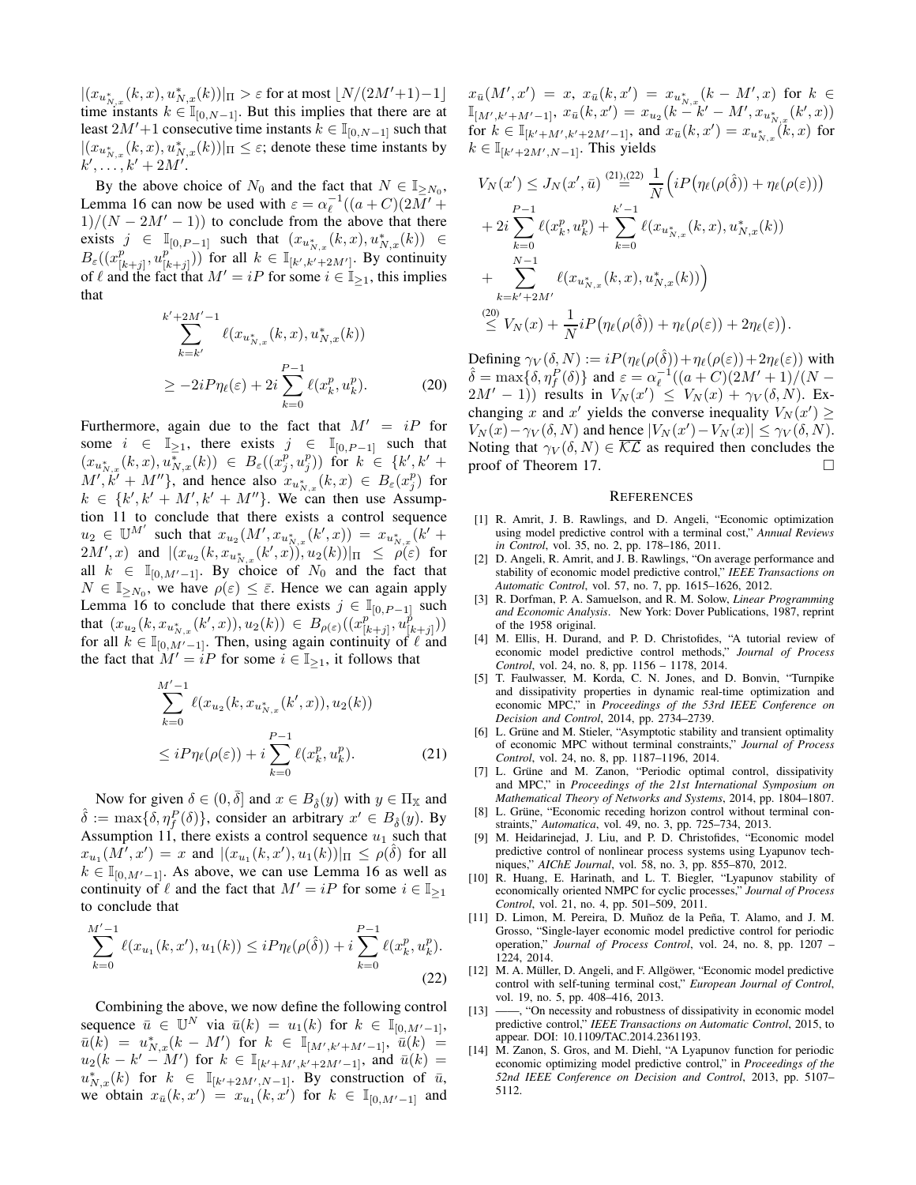$|(x_{u^*_{N,x}}(k,x), u^*_{N,x}(k))|_\Pi > \varepsilon$ for at most $\lfloor N/(2M'+1)-1 \rfloor$ time instants $k \in \mathbb{I}_{[0,N-1]}$. But this implies that there are at least $2M'+1$ consecutive time instants $k \in \mathbb{I}_{[0,N-1]}$ such that $|(x_{u^*_{N,x}}(k,x), u^*_{N,x}(k))|_\Pi \leq \varepsilon$; denote these time instants by $k', \dots, k'+2M'$.

By the above choice of $N_0$ and the fact that $N \in \mathbb{I}_{\geq N_0}$, Lemma 16 can now be used with $\varepsilon = \alpha_\ell^{-1}((a+C)(2M'+1)/(N-2M'-1))$ to conclude from the above that there exists $j \in \mathbb{I}_{[0,P-1]}$ such that $(x_{u^*_{N,x}}(k,x), u^*_{N,x}(k)) \in B_\varepsilon((x^p_{[k+j]}, u^p_{[k+j]}))$ for all $k \in \mathbb{I}_{[k',k'+2M']}$. By continuity of $\ell$ and the fact that $M' = iP$ for some $i \in \mathbb{I}_{\geq 1}$, this implies that

$$\sum_{k=k'}^{k'+2M'-1} \ell(x_{u^*_{N,x}}(k,x), u^*_{N,x}(k)) \geq -2iP\eta_\ell(\varepsilon) + 2i \sum_{k=0}^{P-1} \ell(x^p_k, u^p_k). \tag{20}$$

Furthermore, again due to the fact that $M' = iP$ for some $i \in \mathbb{I}_{\geq 1}$, there exists $j \in \mathbb{I}_{[0,P-1]}$ such that $(x_{u^*_{N,x}}(k,x), u^*_{N,x}(k)) \in B_\varepsilon((x^p_j, u^p_j))$ for $k \in \{k', k'+M', k'+M''\}$, and hence also $x_{u^*_{N,x}}(k,x) \in B_\varepsilon(x^p_j)$ for $k \in \{k', k'+M', k'+M''\}$. We can then use Assumption 11 to conclude that there exists a control sequence $u_2 \in \mathbb{U}^{M'}$ such that $x_{u_2}(M', x_{u^*_{N,x}}(k',x)) = x_{u^*_{N,x}}(k'+2M',x)$ and $|(x_{u_2}(k, x_{u^*_{N,x}}(k',x)), u_2(k))|_\Pi \leq \rho(\varepsilon)$ for all $k \in \mathbb{I}_{[0,M'-1]}$. By choice of $N_0$ and the fact that $N \in \mathbb{I}_{\geq N_0}$, we have $\rho(\varepsilon) \leq \bar{\varepsilon}$. Hence we can again apply Lemma 16 to conclude that there exists $j \in \mathbb{I}_{[0,P-1]}$ such that $(x_{u_2}(k, x_{u^*_{N,x}}(k',x)), u_2(k)) \in B_{\rho(\varepsilon)}((x^p_{[k+j]}, u^p_{[k+j]}))$ for all $k \in \mathbb{I}_{[0,M'-1]}$. Then, using again continuity of $\ell$ and the fact that $M' = iP$ for some $i \in \mathbb{I}_{\geq 1}$, it follows that

$$\sum_{k=0}^{M'-1} \ell(x_{u_2}(k, x_{u^*_{N,x}}(k',x)), u_2(k)) \leq iP\eta_\ell(\rho(\varepsilon)) + i \sum_{k=0}^{P-1} \ell(x^p_k, u^p_k). \tag{21}$$

Now for given $\delta \in (0, \bar{\delta}]$ and $x \in B_{\hat{\delta}}(y)$ with $y \in \Pi_\mathbb{X}$ and $\hat{\delta} := \max\{\delta, \eta^P_f(\delta)\}$, consider an arbitrary $x' \in B_{\hat{\delta}}(y)$. By Assumption 11, there exists a control sequence $u_1$ such that $x_{u_1}(M', x') = x$ and $|(x_{u_1}(k,x'), u_1(k))|_\Pi \leq \rho(\hat{\delta})$ for all $k \in \mathbb{I}_{[0,M'-1]}$. As above, we can use Lemma 16 as well as continuity of $\ell$ and the fact that $M' = iP$ for some $i \in \mathbb{I}_{\geq 1}$ to conclude that

$$\sum_{k=0}^{M'-1} \ell(x_{u_1}(k,x'), u_1(k)) \leq iP\eta_\ell(\rho(\hat{\delta})) + i \sum_{k=0}^{P-1} \ell(x^p_k, u^p_k). \tag{22}$$

Combining the above, we now define the following control sequence $\bar{u} \in \mathbb{U}^N$ via $\bar{u}(k) = u_1(k)$ for $k \in \mathbb{I}_{[0,M'-1]}$, $\bar{u}(k) = u^*_{N,x}(k-M')$ for $k \in \mathbb{I}_{[M',k'+M'-1]}$, $\bar{u}(k) = u_2(k-k'-M')$ for $k \in \mathbb{I}_{[k'+M',k'+2M'-1]}$, and $\bar{u}(k) = u^*_{N,x}(k)$ for $k \in \mathbb{I}_{[k'+2M',N-1]}$. By construction of $\bar{u}$, we obtain $x_{\bar{u}}(k,x') = x_{u_1}(k,x')$ for $k \in \mathbb{I}_{[0,M'-1]}$ and $x_{\bar{u}}(M',x') = x$, $x_{\bar{u}}(k,x') = x_{u^*_{N,x}}(k-M',x)$ for $k \in \mathbb{I}_{[M',k'+M'-1]}$, $x_{\bar{u}}(k,x') = x_{u_2}(k-k'-M', x_{u^*_{N,x}}(k',x))$ for $k \in \mathbb{I}_{[k'+M',k'+2M'-1]}$, and $x_{\bar{u}}(k,x') = x_{u^*_{N,x}}(k,x)$ for $k \in \mathbb{I}_{[k'+2M',N-1]}$. This yields

$$\begin{aligned}
V_N(x') &\leq J_N(x',\bar{u}) \overset{(21),(22)}{=} \frac{1}{N}\Big(iP\big(\eta_\ell(\rho(\hat{\delta})) + \eta_\ell(\rho(\varepsilon))\big) \\
&+ 2i\sum_{k=0}^{P-1} \ell(x^p_k, u^p_k) + \sum_{k=0}^{k'-1} \ell(x_{u^*_{N,x}}(k,x), u^*_{N,x}(k)) \\
&+ \sum_{k=k'+2M'}^{N-1} \ell(x_{u^*_{N,x}}(k,x), u^*_{N,x}(k))\Big) \\
&\overset{(20)}{\leq} V_N(x) + \frac{1}{N} iP\big(\eta_\ell(\rho(\hat{\delta})) + \eta_\ell(\rho(\varepsilon)) + 2\eta_\ell(\varepsilon)\big).
\end{aligned}$$

Defining $\gamma_V(\delta, N) := iP(\eta_\ell(\rho(\hat{\delta})) + \eta_\ell(\rho(\varepsilon)) + 2\eta_\ell(\varepsilon))$ with $\hat{\delta} = \max\{\delta, \eta^P_f(\delta)\}$ and $\varepsilon = \alpha_\ell^{-1}((a+C)(2M'+1)/(N-2M'-1))$ results in $V_N(x') \leq V_N(x) + \gamma_V(\delta, N)$. Exchanging $x$ and $x'$ yields the converse inequality $V_N(x') \geq V_N(x) - \gamma_V(\delta, N)$ and hence $|V_N(x') - V_N(x)| \leq \gamma_V(\delta, N)$. Noting that $\gamma_V(\delta, N) \in \overline{\mathcal{KL}}$ as required then concludes the proof of Theorem 17. □

## References

[1] R. Amrit, J. B. Rawlings, and D. Angeli, "Economic optimization using model predictive control with a terminal cost," *Annual Reviews in Control*, vol. 35, no. 2, pp. 178–186, 2011.

[2] D. Angeli, R. Amrit, and J. B. Rawlings, "On average performance and stability of economic model predictive control," *IEEE Transactions on Automatic Control*, vol. 57, no. 7, pp. 1615–1626, 2012.

[3] R. Dorfman, P. A. Samuelson, and R. M. Solow, *Linear Programming and Economic Analysis*. New York: Dover Publications, 1987, reprint of the 1958 original.

[4] M. Ellis, H. Durand, and P. D. Christofides, "A tutorial review of economic model predictive control methods," *Journal of Process Control*, vol. 24, no. 8, pp. 1156 – 1178, 2014.

[5] T. Faulwasser, M. Korda, C. N. Jones, and D. Bonvin, "Turnpike and dissipativity properties in dynamic real-time optimization and economic MPC," in *Proceedings of the 53rd IEEE Conference on Decision and Control*, 2014, pp. 2734–2739.

[6] L. Grüne and M. Stieler, "Asymptotic stability and transient optimality of economic MPC without terminal constraints," *Journal of Process Control*, vol. 24, no. 8, pp. 1187–1196, 2014.

[7] L. Grüne and M. Zanon, "Periodic optimal control, dissipativity and MPC," in *Proceedings of the 21st International Symposium on Mathematical Theory of Networks and Systems*, 2014, pp. 1804–1807.

[8] L. Grüne, "Economic receding horizon control without terminal constraints," *Automatica*, vol. 49, no. 3, pp. 725–734, 2013.

[9] M. Heidarinejad, J. Liu, and P. D. Christofides, "Economic model predictive control of nonlinear process systems using Lyapunov techniques," *AIChE Journal*, vol. 58, no. 3, pp. 855–870, 2012.

[10] R. Huang, E. Harinath, and L. T. Biegler, "Lyapunov stability of economically oriented NMPC for cyclic processes," *Journal of Process Control*, vol. 21, no. 4, pp. 501–509, 2011.

[11] D. Limon, M. Pereira, D. Muñoz de la Peña, T. Alamo, and J. M. Grosso, "Single-layer economic model predictive control for periodic operation," *Journal of Process Control*, vol. 24, no. 8, pp. 1207 – 1224, 2014.

[12] M. A. Müller, D. Angeli, and F. Allgöwer, "Economic model predictive control with self-tuning terminal cost," *European Journal of Control*, vol. 19, no. 5, pp. 408–416, 2013.

[13] ——, "On necessity and robustness of dissipativity in economic model predictive control," *IEEE Transactions on Automatic Control*, 2015, to appear. DOI: 10.1109/TAC.2014.2361193.

[14] M. Zanon, S. Gros, and M. Diehl, "A Lyapunov function for periodic economic optimizing model predictive control," in *Proceedings of the 52nd IEEE Conference on Decision and Control*, 2013, pp. 5107–5112.